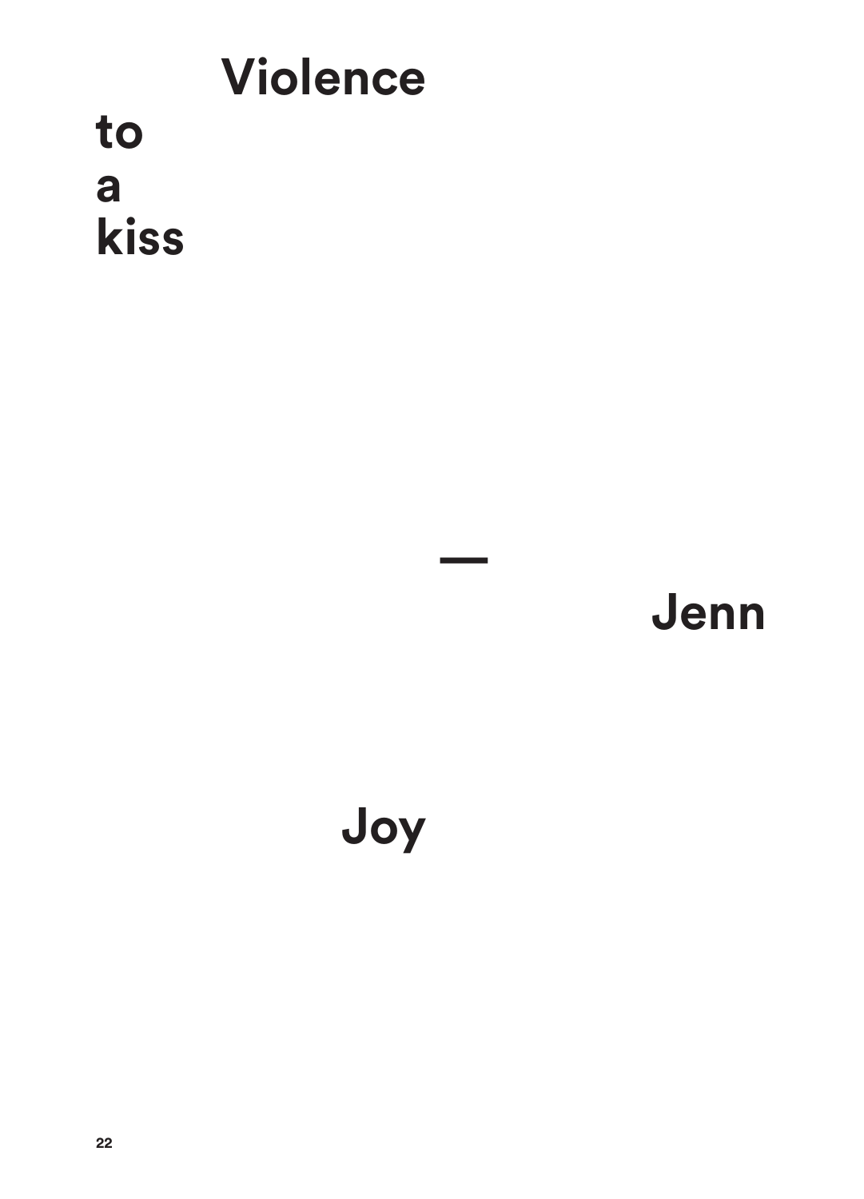# Violence to a kiss

—

Jenn Joy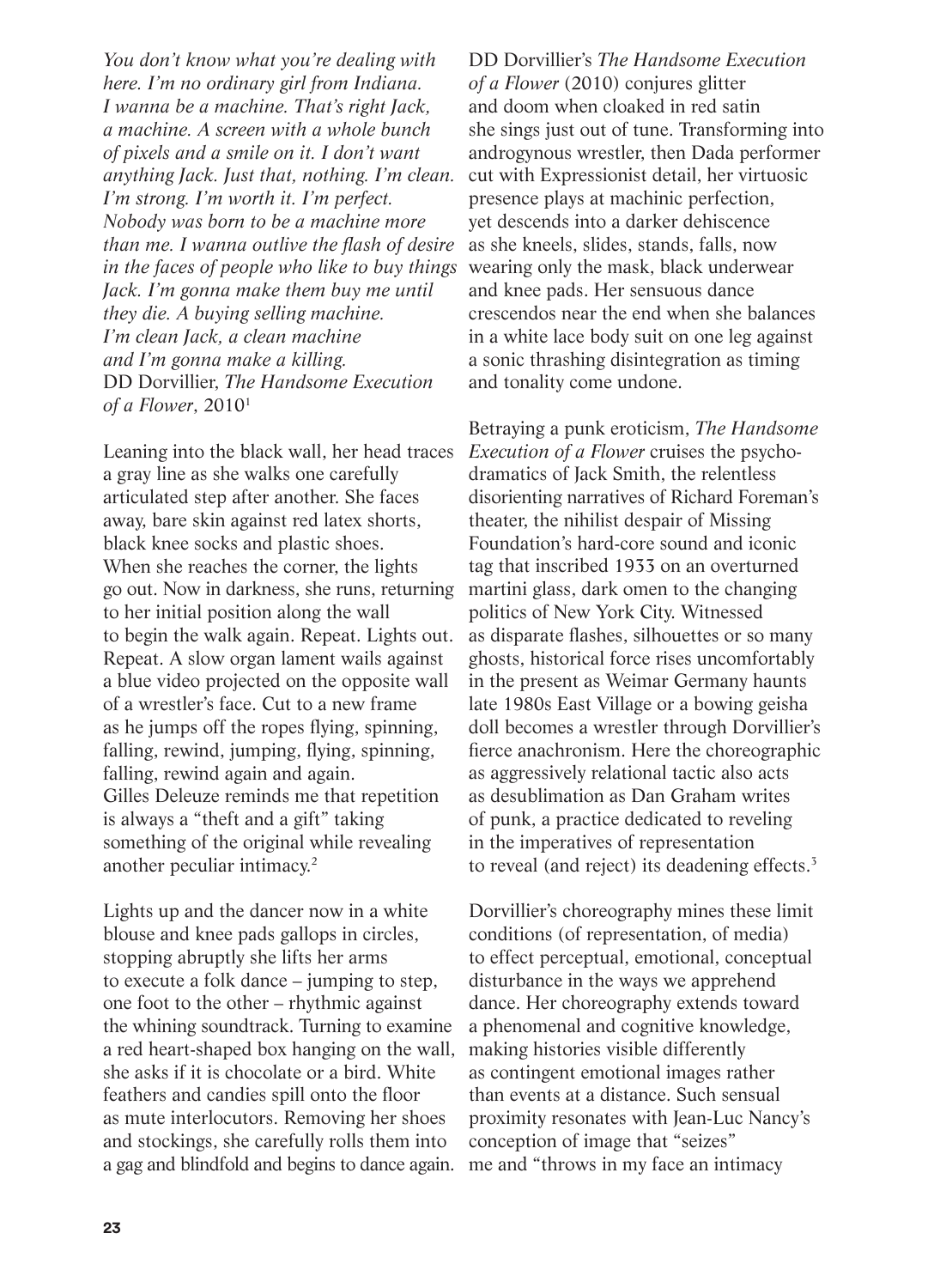*You don't know what you're dealing with here. I'm no ordinary girl from Indiana. I wanna be a machine. That's right Jack, a machine. A screen with a whole bunch of pixels and a smile on it. I don't want anything Jack. Just that, nothing. I'm clean. I'm strong. I'm worth it. I'm perfect. Nobody was born to be a machine more than me. I wanna outlive the flash of desire in the faces of people who like to buy things Jack. I'm gonna make them buy me until they die. A buying selling machine. I'm clean Jack, a clean machine and I'm gonna make a killing.*
DD Dorvillier, *The Handsome Execution of a Flower*, 2010[1]

Leaning into the black wall, her head traces a gray line as she walks one carefully articulated step after another. She faces away, bare skin against red latex shorts, black knee socks and plastic shoes. When she reaches the corner, the lights go out. Now in darkness, she runs, returning to her initial position along the wall to begin the walk again. Repeat. Lights out. Repeat. A slow organ lament wails against a blue video projected on the opposite wall of a wrestler's face. Cut to a new frame as he jumps off the ropes flying, spinning, falling, rewind, jumping, flying, spinning, falling, rewind again and again. Gilles Deleuze reminds me that repetition is always a "theft and a gift" taking something of the original while revealing another peculiar intimacy.[2]

Lights up and the dancer now in a white blouse and knee pads gallops in circles, stopping abruptly she lifts her arms to execute a folk dance – jumping to step, one foot to the other – rhythmic against the whining soundtrack. Turning to examine a red heart-shaped box hanging on the wall, she asks if it is chocolate or a bird. White feathers and candies spill onto the floor as mute interlocutors. Removing her shoes and stockings, she carefully rolls them into a gag and blindfold and begins to dance again.

DD Dorvillier's *The Handsome Execution of a Flower* (2010) conjures glitter and doom when cloaked in red satin she sings just out of tune. Transforming into androgynous wrestler, then Dada performer cut with Expressionist detail, her virtuosic presence plays at machinic perfection, yet descends into a darker dehiscence as she kneels, slides, stands, falls, now wearing only the mask, black underwear and knee pads. Her sensuous dance crescendos near the end when she balances in a white lace body suit on one leg against a sonic thrashing disintegration as timing and tonality come undone.

Betraying a punk eroticism, *The Handsome Execution of a Flower* cruises the psycho-dramatics of Jack Smith, the relentless disorienting narratives of Richard Foreman's theater, the nihilist despair of Missing Foundation's hard-core sound and iconic tag that inscribed 1933 on an overturned martini glass, dark omen to the changing politics of New York City. Witnessed as disparate flashes, silhouettes or so many ghosts, historical force rises uncomfortably in the present as Weimar Germany haunts late 1980s East Village or a bowing geisha doll becomes a wrestler through Dorvillier's fierce anachronism. Here the choreographic as aggressively relational tactic also acts as desublimation as Dan Graham writes of punk, a practice dedicated to reveling in the imperatives of representation to reveal (and reject) its deadening effects.[3]

Dorvillier's choreography mines these limit conditions (of representation, of media) to effect perceptual, emotional, conceptual disturbance in the ways we apprehend dance. Her choreography extends toward a phenomenal and cognitive knowledge, making histories visible differently as contingent emotional images rather than events at a distance. Such sensual proximity resonates with Jean-Luc Nancy's conception of image that "seizes" me and "throws in my face an intimacy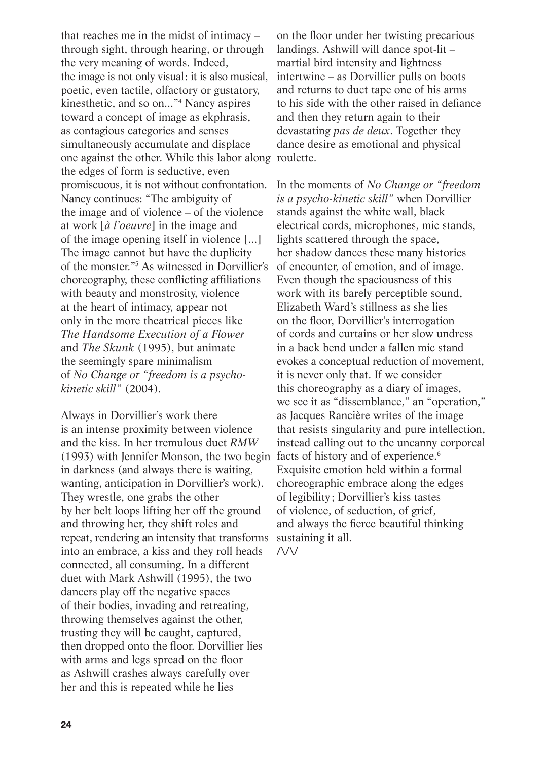that reaches me in the midst of intimacy – through sight, through hearing, or through the very meaning of words. Indeed, the image is not only visual: it is also musical, poetic, even tactile, olfactory or gustatory, kinesthetic, and so on..."[4] Nancy aspires toward a concept of image as ekphrasis, as contagious categories and senses simultaneously accumulate and displace one against the other. While this labor along the edges of form is seductive, even promiscuous, it is not without confrontation. Nancy continues: "The ambiguity of the image and of violence – of the violence at work [*à l'oeuvre*] in the image and of the image opening itself in violence [...] The image cannot but have the duplicity of the monster."[5] As witnessed in Dorvillier's choreography, these conflicting affiliations with beauty and monstrosity, violence at the heart of intimacy, appear not only in the more theatrical pieces like *The Handsome Execution of a Flower* and *The Skunk* (1995), but animate the seemingly spare minimalism of *No Change or "freedom is a psycho-kinetic skill"* (2004).

Always in Dorvillier's work there is an intense proximity between violence and the kiss. In her tremulous duet *RMW* (1993) with Jennifer Monson, the two begin in darkness (and always there is waiting, wanting, anticipation in Dorvillier's work). They wrestle, one grabs the other by her belt loops lifting her off the ground and throwing her, they shift roles and repeat, rendering an intensity that transforms into an embrace, a kiss and they roll heads connected, all consuming. In a different duet with Mark Ashwill (1995), the two dancers play off the negative spaces of their bodies, invading and retreating, throwing themselves against the other, trusting they will be caught, captured, then dropped onto the floor. Dorvillier lies with arms and legs spread on the floor as Ashwill crashes always carefully over her and this is repeated while he lies on the floor under her twisting precarious landings. Ashwill will dance spot-lit – martial bird intensity and lightness intertwine – as Dorvillier pulls on boots and returns to duct tape one of his arms to his side with the other raised in defiance and then they return again to their devastating *pas de deux*. Together they dance desire as emotional and physical roulette.

In the moments of *No Change or "freedom is a psycho-kinetic skill"* when Dorvillier stands against the white wall, black electrical cords, microphones, mic stands, lights scattered through the space, her shadow dances these many histories of encounter, of emotion, and of image. Even though the spaciousness of this work with its barely perceptible sound, Elizabeth Ward's stillness as she lies on the floor, Dorvillier's interrogation of cords and curtains or her slow undress in a back bend under a fallen mic stand evokes a conceptual reduction of movement, it is never only that. If we consider this choreography as a diary of images, we see it as "dissemblance," an "operation," as Jacques Rancière writes of the image that resists singularity and pure intellection, instead calling out to the uncanny corporeal facts of history and of experience.[6] Exquisite emotion held within a formal choreographic embrace along the edges of legibility; Dorvillier's kiss tastes of violence, of seduction, of grief, and always the fierce beautiful thinking sustaining it all.

/\/\/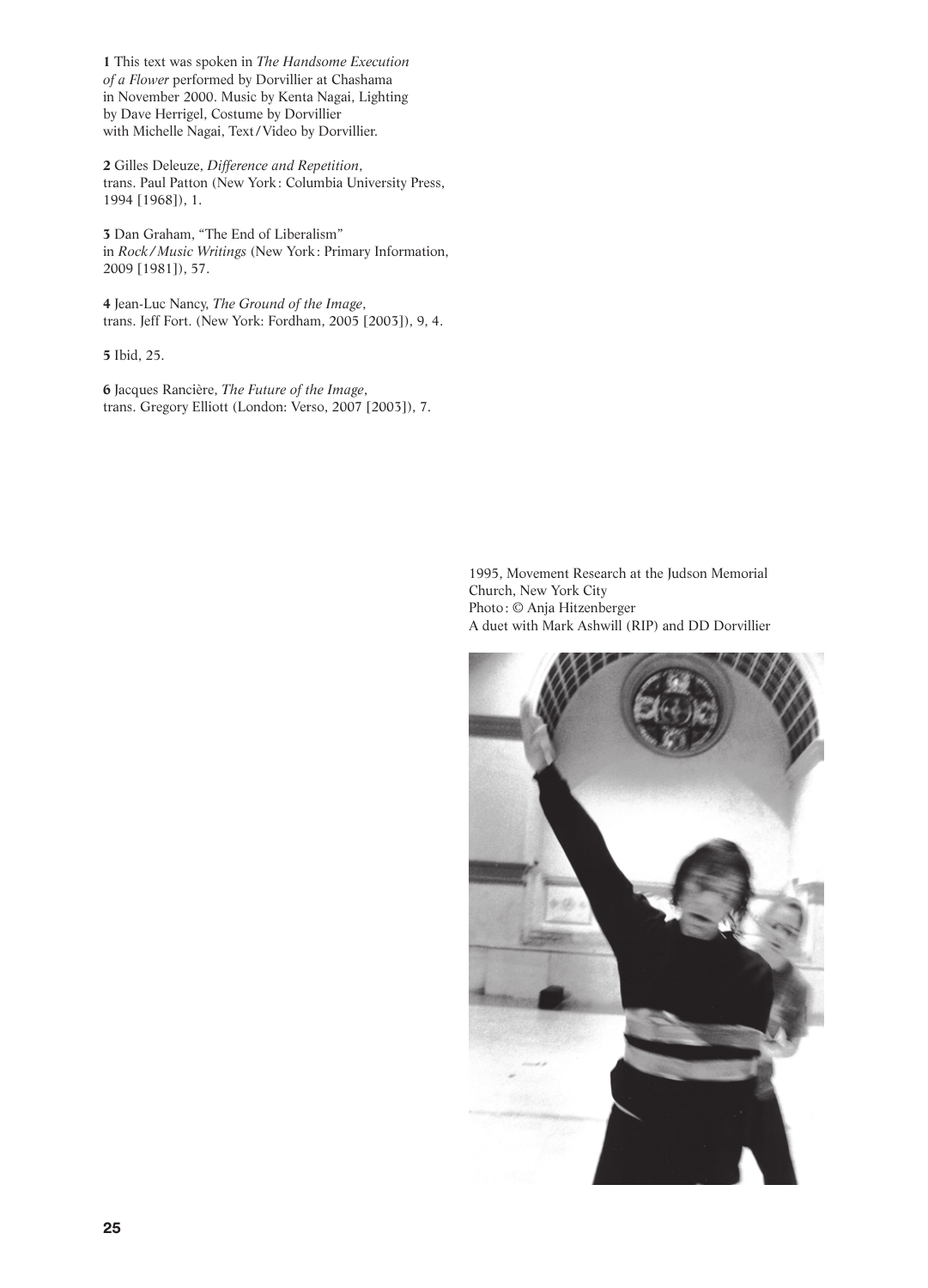**1** This text was spoken in *The Handsome Execution of a Flower* performed by Dorvillier at Chashama in November 2000. Music by Kenta Nagai, Lighting by Dave Herrigel, Costume by Dorvillier with Michelle Nagai, Text / Video by Dorvillier.

**2** Gilles Deleuze, *Difference and Repetition*, trans. Paul Patton (New York: Columbia University Press, 1994 [1968]), 1.

**3** Dan Graham, "The End of Liberalism" in *Rock / Music Writings* (New York: Primary Information, 2009 [1981]), 57.

**4** Jean-Luc Nancy, *The Ground of the Image*, trans. Jeff Fort. (New York: Fordham, 2005 [2003]), 9, 4.

**5** Ibid, 25.

**6** Jacques Rancière, *The Future of the Image*, trans. Gregory Elliott (London: Verso, 2007 [2003]), 7.

1995, Movement Research at the Judson Memorial Church, New York City
Photo: © Anja Hitzenberger
A duet with Mark Ashwill (RIP) and DD Dorvillier